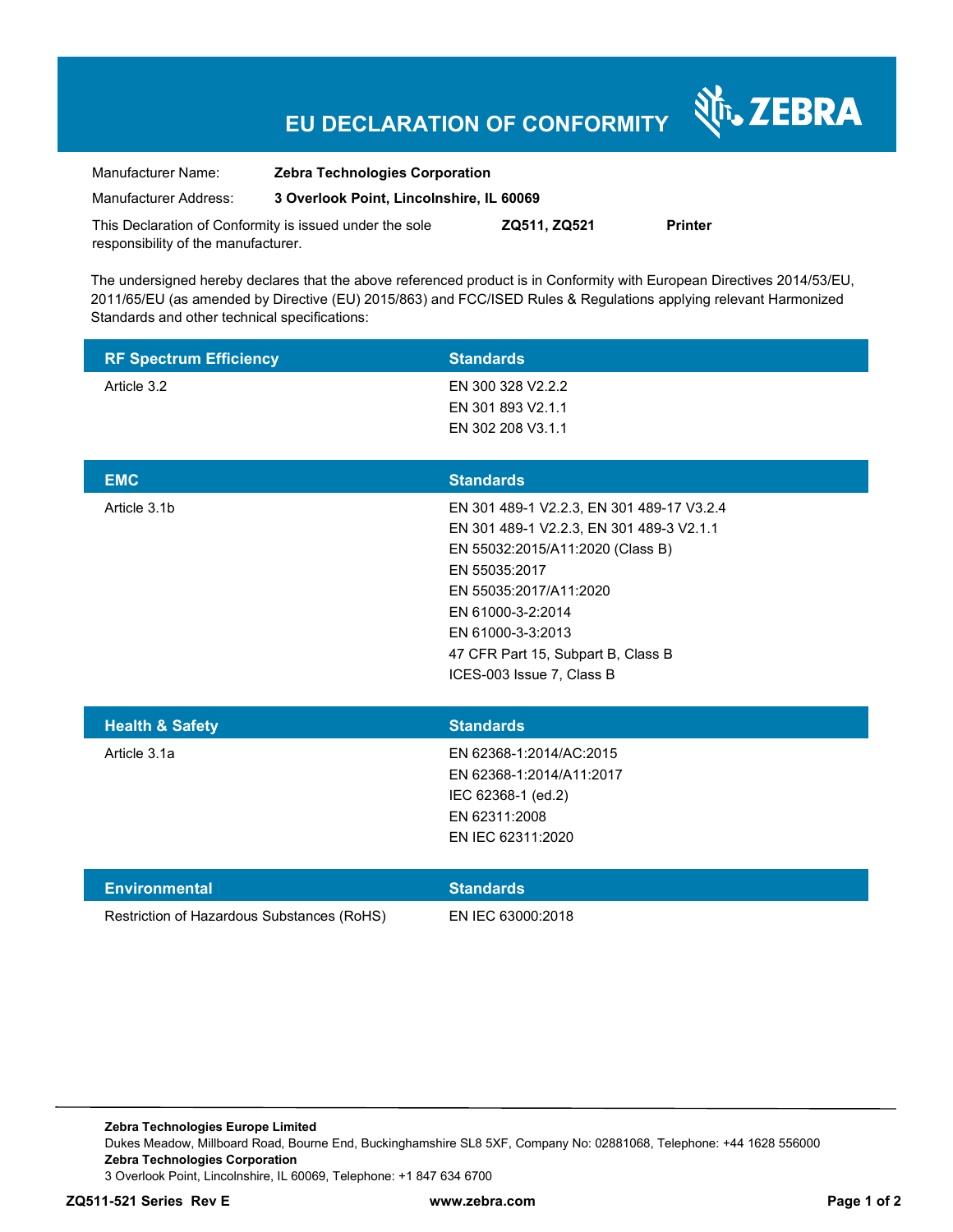# EU DECLARATION OF CONFORMITY

ZEBRA

| | |
|---|---|
| Manufacturer Name: | **Zebra Technologies Corporation** |
| Manufacturer Address: | **3 Overlook Point, Lincolnshire, IL 60069** |

This Declaration of Conformity is issued under the sole responsibility of the manufacturer. **ZQ511, ZQ521** **Printer**

The undersigned hereby declares that the above referenced product is in Conformity with European Directives 2014/53/EU, 2011/65/EU (as amended by Directive (EU) 2015/863) and FCC/ISED Rules & Regulations applying relevant Harmonized Standards and other technical specifications:

| RF Spectrum Efficiency | Standards |
|---|---|
| Article 3.2 | EN 300 328 V2.2.2<br>EN 301 893 V2.1.1<br>EN 302 208 V3.1.1 |

| EMC | Standards |
|---|---|
| Article 3.1b | EN 301 489-1 V2.2.3, EN 301 489-17 V3.2.4<br>EN 301 489-1 V2.2.3, EN 301 489-3 V2.1.1<br>EN 55032:2015/A11:2020 (Class B)<br>EN 55035:2017<br>EN 55035:2017/A11:2020<br>EN 61000-3-2:2014<br>EN 61000-3-3:2013<br>47 CFR Part 15, Subpart B, Class B<br>ICES-003 Issue 7, Class B |

| Health & Safety | Standards |
|---|---|
| Article 3.1a | EN 62368-1:2014/AC:2015<br>EN 62368-1:2014/A11:2017<br>IEC 62368-1 (ed.2)<br>EN 62311:2008<br>EN IEC 62311:2020 |

| Environmental | Standards |
|---|---|
| Restriction of Hazardous Substances (RoHS) | EN IEC 63000:2018 |

**Zebra Technologies Europe Limited**
Dukes Meadow, Millboard Road, Bourne End, Buckinghamshire SL8 5XF, Company No: 02881068, Telephone: +44 1628 556000
**Zebra Technologies Corporation**
3 Overlook Point, Lincolnshire, IL 60069, Telephone: +1 847 634 6700

**ZQ511-521 Series Rev E** **www.zebra.com**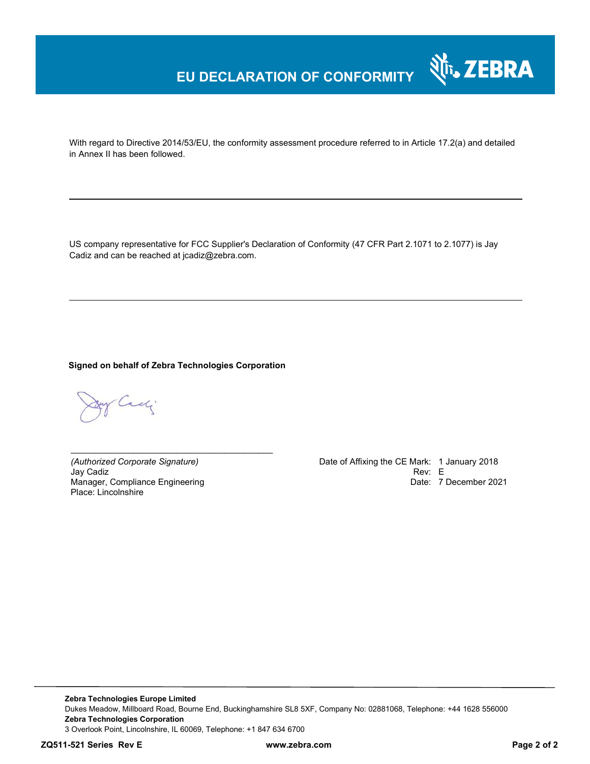# EU DECLARATION OF CONFORMITY

With regard to Directive 2014/53/EU, the conformity assessment procedure referred to in Article 17.2(a) and detailed in Annex II has been followed.

---

US company representative for FCC Supplier's Declaration of Conformity (47 CFR Part 2.1071 to 2.1077) is Jay Cadiz and can be reached at jcadiz@zebra.com.

---

**Signed on behalf of Zebra Technologies Corporation**

\_\_\_\_\_\_\_\_\_\_\_\_\_\_\_\_\_\_\_\_\_\_\_\_\_\_\_\_\_\_\_\_\_\_\_\_\_\_\_\_

*(Authorized Corporate Signature)*
Jay Cadiz
Manager, Compliance Engineering
Place: Lincolnshire

Date of Affixing the CE Mark: 1 January 2018
Rev: E
Date: 7 December 2021

---

**Zebra Technologies Europe Limited**
Dukes Meadow, Millboard Road, Bourne End, Buckinghamshire SL8 5XF, Company No: 02881068, Telephone: +44 1628 556000
**Zebra Technologies Corporation**
3 Overlook Point, Lincolnshire, IL 60069, Telephone: +1 847 634 6700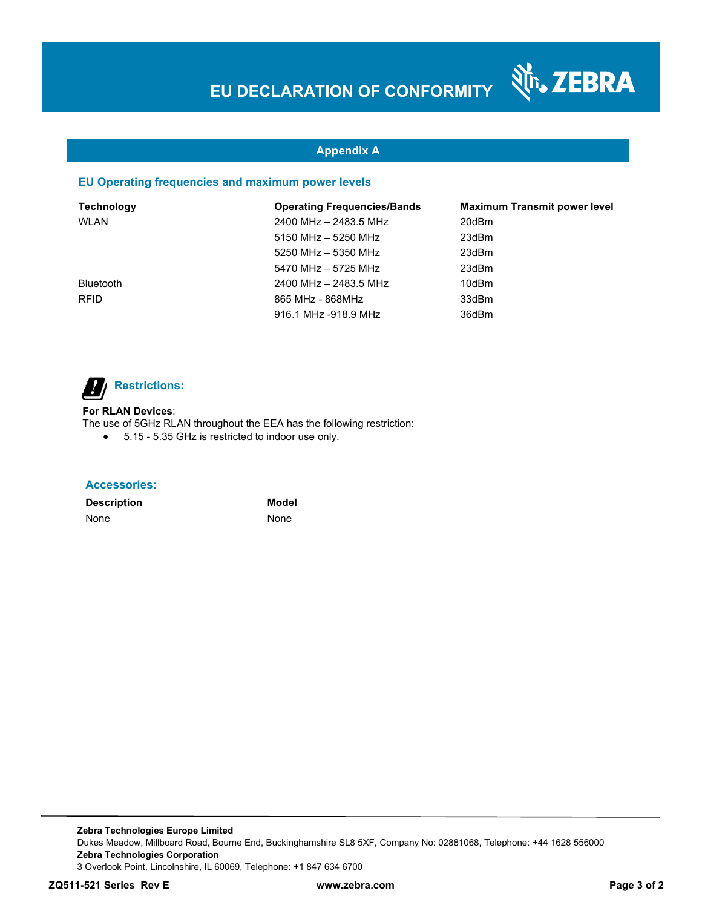# EU DECLARATION OF CONFORMITY

## Appendix A

### EU Operating frequencies and maximum power levels

| Technology | Operating Frequencies/Bands | Maximum Transmit power level |
|---|---|---|
| WLAN | 2400 MHz – 2483.5 MHz | 20dBm |
| | 5150 MHz – 5250 MHz | 23dBm |
| | 5250 MHz – 5350 MHz | 23dBm |
| | 5470 MHz – 5725 MHz | 23dBm |
| Bluetooth | 2400 MHz – 2483.5 MHz | 10dBm |
| RFID | 865 MHz - 868MHz | 33dBm |
| | 916.1 MHz -918.9 MHz | 36dBm |

### Restrictions:

**For RLAN Devices**:
The use of 5GHz RLAN throughout the EEA has the following restriction:

- 5.15 - 5.35 GHz is restricted to indoor use only.

### Accessories:

| Description | Model |
|---|---|
| None | None |

**Zebra Technologies Europe Limited**
Dukes Meadow, Millboard Road, Bourne End, Buckinghamshire SL8 5XF, Company No: 02881068, Telephone: +44 1628 556000
**Zebra Technologies Corporation**
3 Overlook Point, Lincolnshire, IL 60069, Telephone: +1 847 634 6700